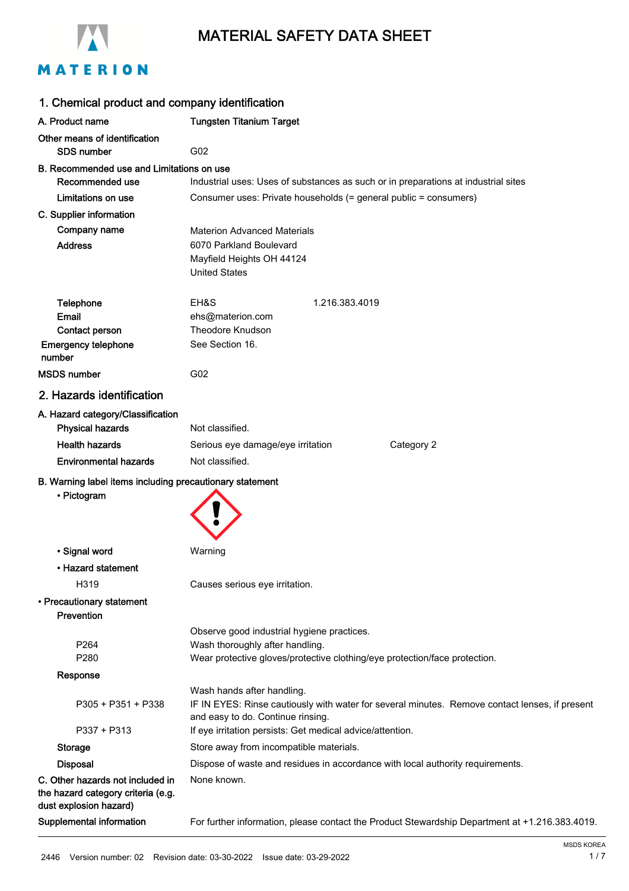# MATERIAL SAFETY DATA SHEET

## 1. Chemical product and company identification

**A. Product name** Tungsten Titanium Target

**Other means of identification**

**SDS number** G02

**B. Recommended use and Limitations on use**

**Recommended use** Industrial uses: Uses of substances as such or in preparations at industrial sites

**Limitations on use** Consumer uses: Private households (= general public = consumers)

**C. Supplier information**

**Company name** Materion Advanced Materials

**Address** 6070 Parkland Boulevard
Mayfield Heights OH 44124
United States

**Telephone** EH&S 1.216.383.4019

**Email** ehs@materion.com

**Contact person** Theodore Knudson

**Emergency telephone number** See Section 16.

**MSDS number** G02

## 2. Hazards identification

**A. Hazard category/Classification**

**Physical hazards** Not classified.

**Health hazards** Serious eye damage/eye irritation Category 2

**Environmental hazards** Not classified.

**B. Warning label items including precautionary statement**

**• Pictogram**

**• Signal word** Warning

**• Hazard statement**

H319 Causes serious eye irritation.

**• Precautionary statement**

**Prevention**

Observe good industrial hygiene practices.

P264 Wash thoroughly after handling.

P280 Wear protective gloves/protective clothing/eye protection/face protection.

**Response**

Wash hands after handling.

P305 + P351 + P338 IF IN EYES: Rinse cautiously with water for several minutes. Remove contact lenses, if present and easy to do. Continue rinsing.

P337 + P313 If eye irritation persists: Get medical advice/attention.

**Storage** Store away from incompatible materials.

**Disposal** Dispose of waste and residues in accordance with local authority requirements.

**C. Other hazards not included in the hazard category criteria (e.g. dust explosion hazard)** None known.

**Supplemental information** For further information, please contact the Product Stewardship Department at +1.216.383.4019.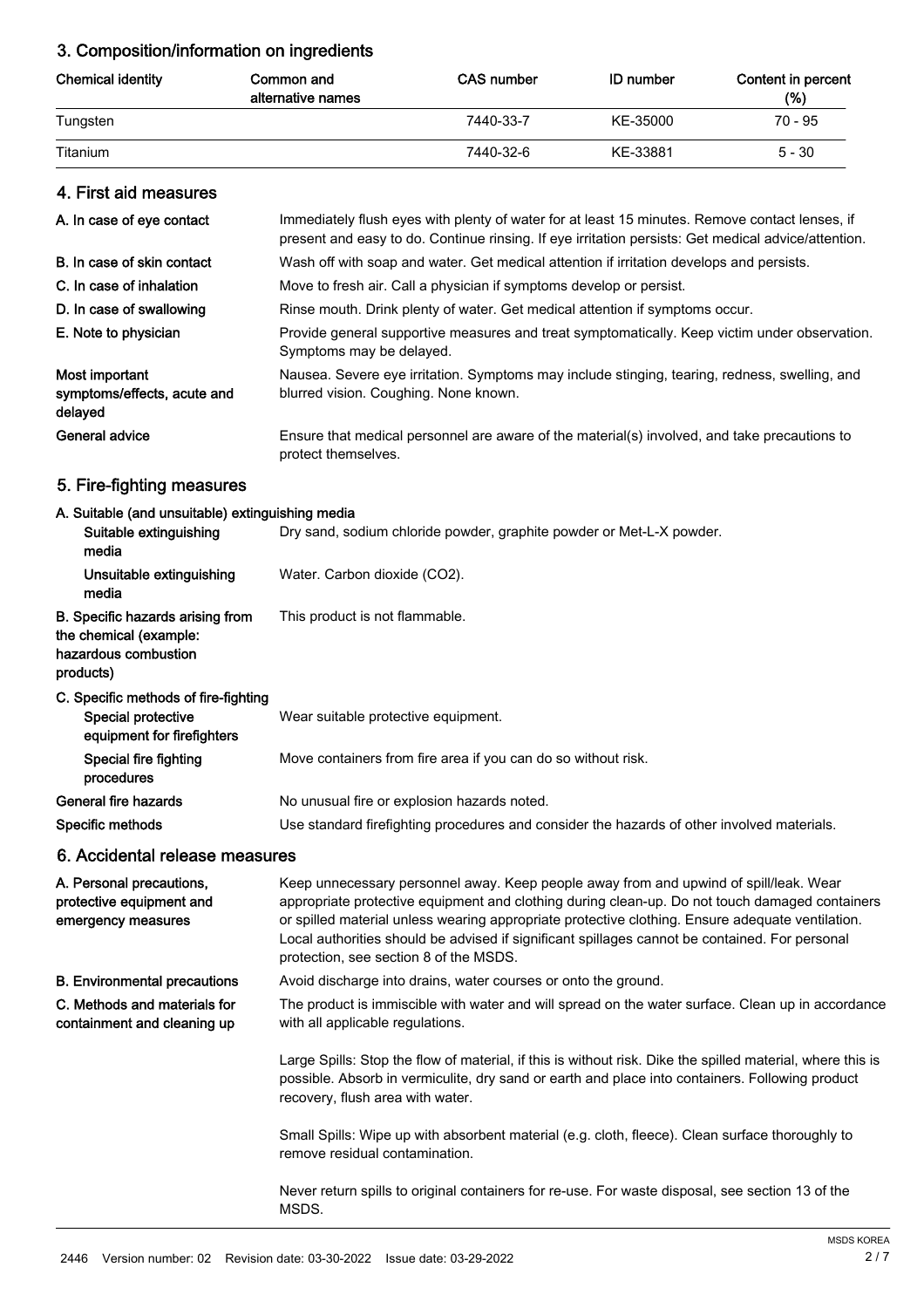## 3. Composition/information on ingredients

| Chemical identity | Common and alternative names | CAS number | ID number | Content in percent (%) |
|---|---|---|---|---|
| Tungsten | | 7440-33-7 | KE-35000 | 70 - 95 |
| Titanium | | 7440-32-6 | KE-33881 | 5 - 30 |

## 4. First aid measures

| | |
|---|---|
| **A. In case of eye contact** | Immediately flush eyes with plenty of water for at least 15 minutes. Remove contact lenses, if present and easy to do. Continue rinsing. If eye irritation persists: Get medical advice/attention. |
| **B. In case of skin contact** | Wash off with soap and water. Get medical attention if irritation develops and persists. |
| **C. In case of inhalation** | Move to fresh air. Call a physician if symptoms develop or persist. |
| **D. In case of swallowing** | Rinse mouth. Drink plenty of water. Get medical attention if symptoms occur. |
| **E. Note to physician** | Provide general supportive measures and treat symptomatically. Keep victim under observation. Symptoms may be delayed. |
| **Most important symptoms/effects, acute and delayed** | Nausea. Severe eye irritation. Symptoms may include stinging, tearing, redness, swelling, and blurred vision. Coughing. None known. |
| **General advice** | Ensure that medical personnel are aware of the material(s) involved, and take precautions to protect themselves. |

## 5. Fire-fighting measures

**A. Suitable (and unsuitable) extinguishing media**

| | |
|---|---|
| **Suitable extinguishing media** | Dry sand, sodium chloride powder, graphite powder or Met-L-X powder. |
| **Unsuitable extinguishing media** | Water. Carbon dioxide ($CO_2$). |
| **B. Specific hazards arising from the chemical (example: hazardous combustion products)** | This product is not flammable. |

**C. Specific methods of fire-fighting**

| | |
|---|---|
| **Special protective equipment for firefighters** | Wear suitable protective equipment. |
| **Special fire fighting procedures** | Move containers from fire area if you can do so without risk. |
| **General fire hazards** | No unusual fire or explosion hazards noted. |
| **Specific methods** | Use standard firefighting procedures and consider the hazards of other involved materials. |

## 6. Accidental release measures

**A. Personal precautions, protective equipment and emergency measures**

Keep unnecessary personnel away. Keep people away from and upwind of spill/leak. Wear appropriate protective equipment and clothing during clean-up. Do not touch damaged containers or spilled material unless wearing appropriate protective clothing. Ensure adequate ventilation. Local authorities should be advised if significant spillages cannot be contained. For personal protection, see section 8 of the MSDS.

**B. Environmental precautions**

Avoid discharge into drains, water courses or onto the ground.

**C. Methods and materials for containment and cleaning up**

The product is immiscible with water and will spread on the water surface. Clean up in accordance with all applicable regulations.

Large Spills: Stop the flow of material, if this is without risk. Dike the spilled material, where this is possible. Absorb in vermiculite, dry sand or earth and place into containers. Following product recovery, flush area with water.

Small Spills: Wipe up with absorbent material (e.g. cloth, fleece). Clean surface thoroughly to remove residual contamination.

Never return spills to original containers for re-use. For waste disposal, see section 13 of the MSDS.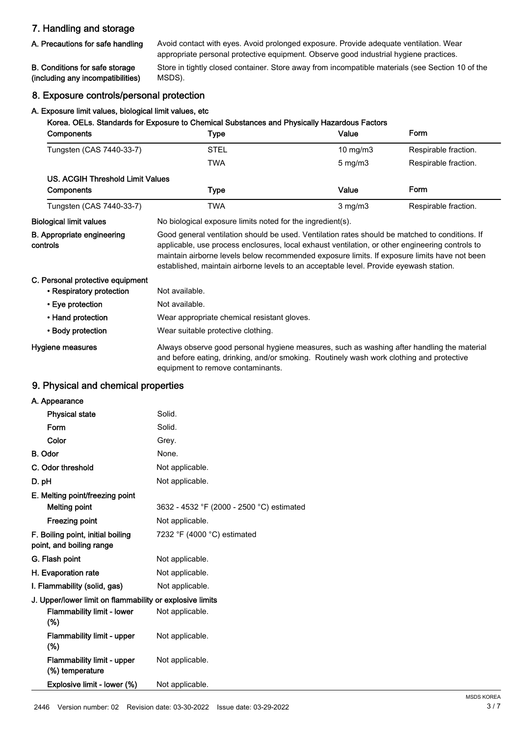## 7. Handling and storage

**A. Precautions for safe handling** Avoid contact with eyes. Avoid prolonged exposure. Provide adequate ventilation. Wear appropriate personal protective equipment. Observe good industrial hygiene practices.

**B. Conditions for safe storage (including any incompatibilities)** Store in tightly closed container. Store away from incompatible materials (see Section 10 of the MSDS).

## 8. Exposure controls/personal protection

**A. Exposure limit values, biological limit values, etc**

**Korea. OELs. Standards for Exposure to Chemical Substances and Physically Hazardous Factors**

| Components | Type | Value | Form |
|---|---|---|---|
| Tungsten (CAS 7440-33-7) | STEL | 10 mg/m3 | Respirable fraction. |
| | TWA | 5 mg/m3 | Respirable fraction. |

**US. ACGIH Threshold Limit Values**

| Components | Type | Value | Form |
|---|---|---|---|
| Tungsten (CAS 7440-33-7) | TWA | 3 mg/m3 | Respirable fraction. |

**Biological limit values** No biological exposure limits noted for the ingredient(s).

**B. Appropriate engineering controls** Good general ventilation should be used. Ventilation rates should be matched to conditions. If applicable, use process enclosures, local exhaust ventilation, or other engineering controls to maintain airborne levels below recommended exposure limits. If exposure limits have not been established, maintain airborne levels to an acceptable level. Provide eyewash station.

**C. Personal protective equipment**

- **Respiratory protection** Not available.
- **Eye protection** Not available.
- **Hand protection** Wear appropriate chemical resistant gloves.
- **Body protection** Wear suitable protective clothing.

**Hygiene measures** Always observe good personal hygiene measures, such as washing after handling the material and before eating, drinking, and/or smoking. Routinely wash work clothing and protective equipment to remove contaminants.

## 9. Physical and chemical properties

**A. Appearance**

- **Physical state** Solid.
- **Form** Solid.
- **Color** Grey.

**B. Odor** None.

**C. Odor threshold** Not applicable.

**D. pH** Not applicable.

**E. Melting point/freezing point**

- **Melting point** 3632 - 4532 °F (2000 - 2500 °C) estimated
- **Freezing point** Not applicable.

**F. Boiling point, initial boiling point, and boiling range** 7232 °F (4000 °C) estimated

**G. Flash point** Not applicable.

**H. Evaporation rate** Not applicable.

**I. Flammability (solid, gas)** Not applicable.

**J. Upper/lower limit on flammability or explosive limits**

- **Flammability limit - lower (%)** Not applicable.
- **Flammability limit - upper (%)** Not applicable.
- **Flammability limit - upper (%) temperature** Not applicable.
- **Explosive limit - lower (%)** Not applicable.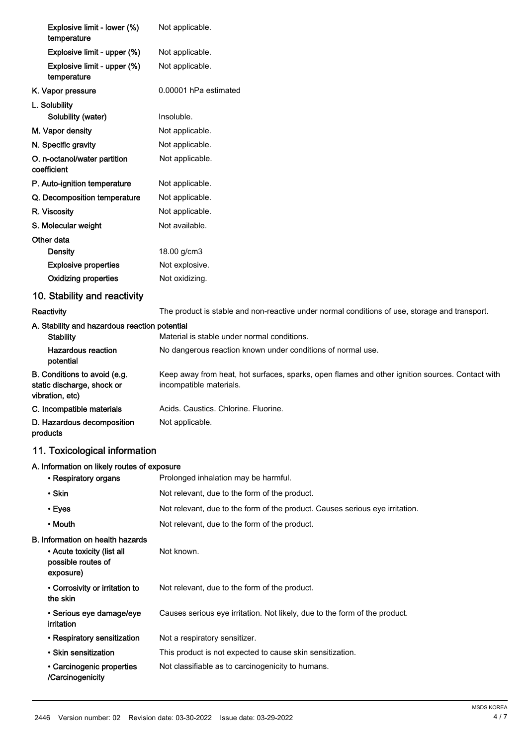| | |
|---|---|
| Explosive limit - lower (%) temperature | Not applicable. |
| Explosive limit - upper (%) | Not applicable. |
| Explosive limit - upper (%) temperature | Not applicable. |
| **K. Vapor pressure** | 0.00001 hPa estimated |
| **L. Solubility** | |
| Solubility (water) | Insoluble. |
| **M. Vapor density** | Not applicable. |
| **N. Specific gravity** | Not applicable. |
| **O. n-octanol/water partition coefficient** | Not applicable. |
| **P. Auto-ignition temperature** | Not applicable. |
| **Q. Decomposition temperature** | Not applicable. |
| **R. Viscosity** | Not applicable. |
| **S. Molecular weight** | Not available. |
| **Other data** | |
| Density | 18.00 g/cm3 |
| Explosive properties | Not explosive. |
| Oxidizing properties | Not oxidizing. |

## 10. Stability and reactivity

| | |
|---|---|
| **Reactivity** | The product is stable and non-reactive under normal conditions of use, storage and transport. |
| **A. Stability and hazardous reaction potential** | |
| Stability | Material is stable under normal conditions. |
| Hazardous reaction potential | No dangerous reaction known under conditions of normal use. |
| **B. Conditions to avoid (e.g. static discharge, shock or vibration, etc)** | Keep away from heat, hot surfaces, sparks, open flames and other ignition sources. Contact with incompatible materials. |
| **C. Incompatible materials** | Acids. Caustics. Chlorine. Fluorine. |
| **D. Hazardous decomposition products** | Not applicable. |

## 11. Toxicological information

| | |
|---|---|
| **A. Information on likely routes of exposure** | |
| • Respiratory organs | Prolonged inhalation may be harmful. |
| • Skin | Not relevant, due to the form of the product. |
| • Eyes | Not relevant, due to the form of the product. Causes serious eye irritation. |
| • Mouth | Not relevant, due to the form of the product. |
| **B. Information on health hazards** | |
| • Acute toxicity (list all possible routes of exposure) | Not known. |
| • Corrosivity or irritation to the skin | Not relevant, due to the form of the product. |
| • Serious eye damage/eye irritation | Causes serious eye irritation. Not likely, due to the form of the product. |
| • Respiratory sensitization | Not a respiratory sensitizer. |
| • Skin sensitization | This product is not expected to cause skin sensitization. |
| • Carcinogenic properties /Carcinogenicity | Not classifiable as to carcinogenicity to humans. |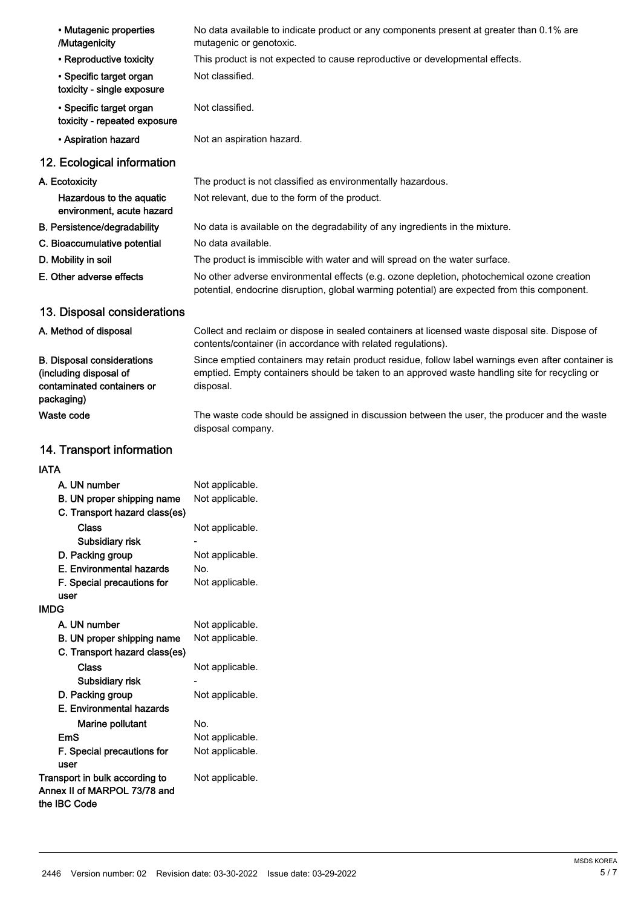| | |
|---|---|
| • Mutagenic properties /Mutagenicity | No data available to indicate product or any components present at greater than 0.1% are mutagenic or genotoxic. |
| • Reproductive toxicity | This product is not expected to cause reproductive or developmental effects. |
| • Specific target organ toxicity - single exposure | Not classified. |
| • Specific target organ toxicity - repeated exposure | Not classified. |
| • Aspiration hazard | Not an aspiration hazard. |

## 12. Ecological information

| | |
|---|---|
| **A. Ecotoxicity** | The product is not classified as environmentally hazardous. |
| **Hazardous to the aquatic environment, acute hazard** | Not relevant, due to the form of the product. |
| **B. Persistence/degradability** | No data is available on the degradability of any ingredients in the mixture. |
| **C. Bioaccumulative potential** | No data available. |
| **D. Mobility in soil** | The product is immiscible with water and will spread on the water surface. |
| **E. Other adverse effects** | No other adverse environmental effects (e.g. ozone depletion, photochemical ozone creation potential, endocrine disruption, global warming potential) are expected from this component. |

## 13. Disposal considerations

| | |
|---|---|
| **A. Method of disposal** | Collect and reclaim or dispose in sealed containers at licensed waste disposal site. Dispose of contents/container (in accordance with related regulations). |
| **B. Disposal considerations (including disposal of contaminated containers or packaging)** | Since emptied containers may retain product residue, follow label warnings even after container is emptied. Empty containers should be taken to an approved waste handling site for recycling or disposal. |
| **Waste code** | The waste code should be assigned in discussion between the user, the producer and the waste disposal company. |

## 14. Transport information

**IATA**

| | |
|---|---|
| **A. UN number** | Not applicable. |
| **B. UN proper shipping name** | Not applicable. |
| **C. Transport hazard class(es)** | |
| **Class** | Not applicable. |
| **Subsidiary risk** | - |
| **D. Packing group** | Not applicable. |
| **E. Environmental hazards** | No. |
| **F. Special precautions for user** | Not applicable. |

**IMDG**

| | |
|---|---|
| **A. UN number** | Not applicable. |
| **B. UN proper shipping name** | Not applicable. |
| **C. Transport hazard class(es)** | |
| **Class** | Not applicable. |
| **Subsidiary risk** | - |
| **D. Packing group** | Not applicable. |
| **E. Environmental hazards** | |
| **Marine pollutant** | No. |
| **EmS** | Not applicable. |
| **F. Special precautions for user** | Not applicable. |
| **Transport in bulk according to Annex II of MARPOL 73/78 and the IBC Code** | Not applicable. |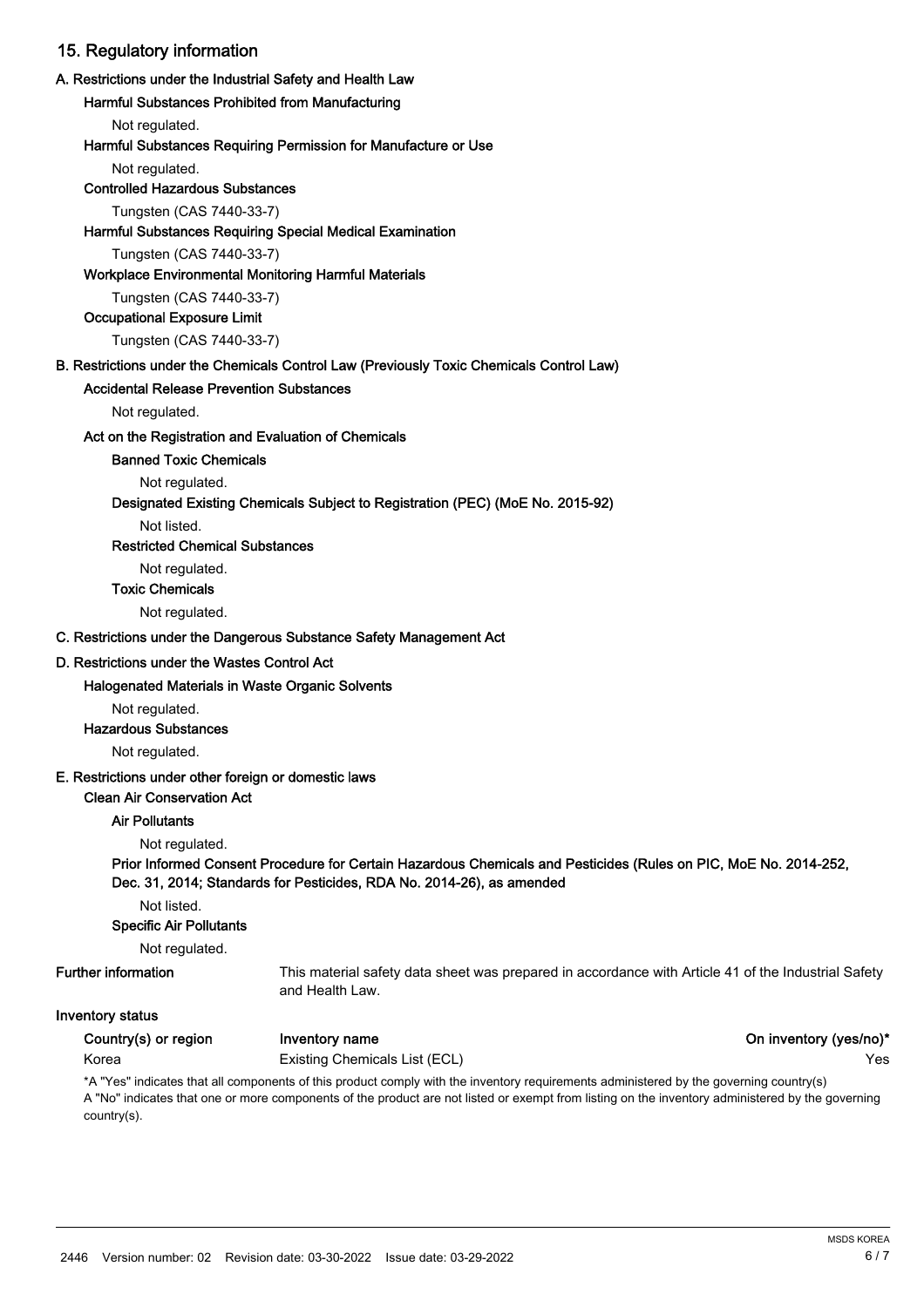## 15. Regulatory information

### A. Restrictions under the Industrial Safety and Health Law

**Harmful Substances Prohibited from Manufacturing**

Not regulated.

**Harmful Substances Requiring Permission for Manufacture or Use**

Not regulated.

**Controlled Hazardous Substances**

Tungsten (CAS 7440-33-7)

**Harmful Substances Requiring Special Medical Examination**

Tungsten (CAS 7440-33-7)

**Workplace Environmental Monitoring Harmful Materials**

Tungsten (CAS 7440-33-7)

**Occupational Exposure Limit**

Tungsten (CAS 7440-33-7)

### B. Restrictions under the Chemicals Control Law (Previously Toxic Chemicals Control Law)

**Accidental Release Prevention Substances**

Not regulated.

**Act on the Registration and Evaluation of Chemicals**

**Banned Toxic Chemicals**

Not regulated.

**Designated Existing Chemicals Subject to Registration (PEC) (MoE No. 2015-92)**

Not listed.

**Restricted Chemical Substances**

Not regulated.

**Toxic Chemicals**

Not regulated.

### C. Restrictions under the Dangerous Substance Safety Management Act

### D. Restrictions under the Wastes Control Act

**Halogenated Materials in Waste Organic Solvents**

Not regulated.

**Hazardous Substances**

Not regulated.

### E. Restrictions under other foreign or domestic laws

**Clean Air Conservation Act**

**Air Pollutants**

Not regulated.

**Prior Informed Consent Procedure for Certain Hazardous Chemicals and Pesticides (Rules on PIC, MoE No. 2014-252, Dec. 31, 2014; Standards for Pesticides, RDA No. 2014-26), as amended**

Not listed.

**Specific Air Pollutants**

Not regulated.

**Further information** This material safety data sheet was prepared in accordance with Article 41 of the Industrial Safety and Health Law.

**Inventory status**

| Country(s) or region | Inventory name | On inventory (yes/no)* |
|---|---|---|
| Korea | Existing Chemicals List (ECL) | Yes |

*A "Yes" indicates that all components of this product comply with the inventory requirements administered by the governing country(s)
A "No" indicates that one or more components of the product are not listed or exempt from listing on the inventory administered by the governing country(s).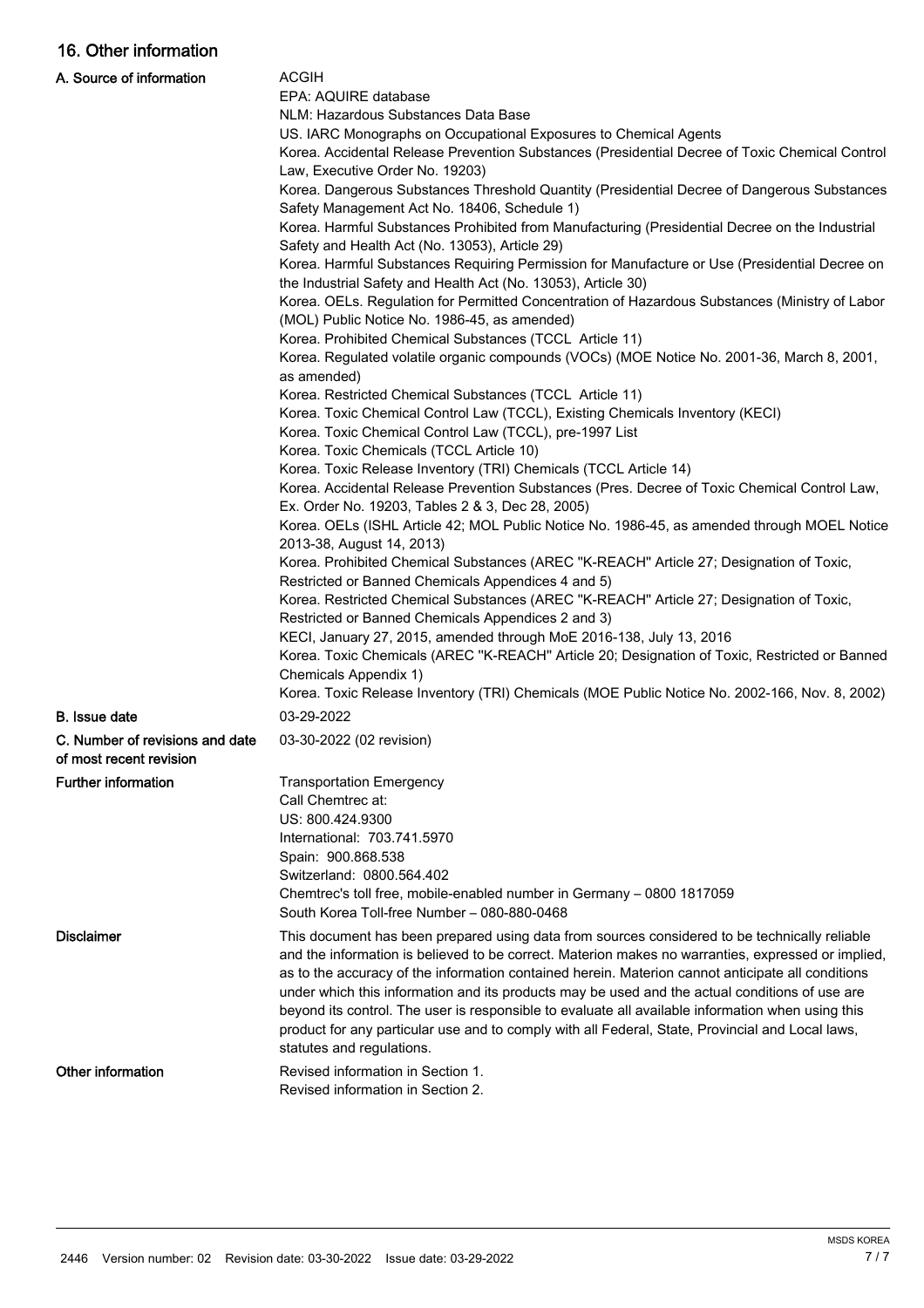## 16. Other information

**A. Source of information**

ACGIH
EPA: AQUIRE database
NLM: Hazardous Substances Data Base
US. IARC Monographs on Occupational Exposures to Chemical Agents
Korea. Accidental Release Prevention Substances (Presidential Decree of Toxic Chemical Control Law, Executive Order No. 19203)
Korea. Dangerous Substances Threshold Quantity (Presidential Decree of Dangerous Substances Safety Management Act No. 18406, Schedule 1)
Korea. Harmful Substances Prohibited from Manufacturing (Presidential Decree on the Industrial Safety and Health Act (No. 13053), Article 29)
Korea. Harmful Substances Requiring Permission for Manufacture or Use (Presidential Decree on the Industrial Safety and Health Act (No. 13053), Article 30)
Korea. OELs. Regulation for Permitted Concentration of Hazardous Substances (Ministry of Labor (MOL) Public Notice No. 1986-45, as amended)
Korea. Prohibited Chemical Substances (TCCL Article 11)
Korea. Regulated volatile organic compounds (VOCs) (MOE Notice No. 2001-36, March 8, 2001, as amended)
Korea. Restricted Chemical Substances (TCCL Article 11)
Korea. Toxic Chemical Control Law (TCCL), Existing Chemicals Inventory (KECI)
Korea. Toxic Chemical Control Law (TCCL), pre-1997 List
Korea. Toxic Chemicals (TCCL Article 10)
Korea. Toxic Release Inventory (TRI) Chemicals (TCCL Article 14)
Korea. Accidental Release Prevention Substances (Pres. Decree of Toxic Chemical Control Law, Ex. Order No. 19203, Tables 2 & 3, Dec 28, 2005)
Korea. OELs (ISHL Article 42; MOL Public Notice No. 1986-45, as amended through MOEL Notice 2013-38, August 14, 2013)
Korea. Prohibited Chemical Substances (AREC "K-REACH" Article 27; Designation of Toxic, Restricted or Banned Chemicals Appendices 4 and 5)
Korea. Restricted Chemical Substances (AREC "K-REACH" Article 27; Designation of Toxic, Restricted or Banned Chemicals Appendices 2 and 3)
KECI, January 27, 2015, amended through MoE 2016-138, July 13, 2016
Korea. Toxic Chemicals (AREC "K-REACH" Article 20; Designation of Toxic, Restricted or Banned Chemicals Appendix 1)
Korea. Toxic Release Inventory (TRI) Chemicals (MOE Public Notice No. 2002-166, Nov. 8, 2002)

**B. Issue date**

03-29-2022

**C. Number of revisions and date of most recent revision**

03-30-2022 (02 revision)

**Further information**

Transportation Emergency
Call Chemtrec at:
US: 800.424.9300
International: 703.741.5970
Spain: 900.868.538
Switzerland: 0800.564.402
Chemtrec's toll free, mobile-enabled number in Germany – 0800 1817059
South Korea Toll-free Number – 080-880-0468

**Disclaimer**

This document has been prepared using data from sources considered to be technically reliable and the information is believed to be correct. Materion makes no warranties, expressed or implied, as to the accuracy of the information contained herein. Materion cannot anticipate all conditions under which this information and its products may be used and the actual conditions of use are beyond its control. The user is responsible to evaluate all available information when using this product for any particular use and to comply with all Federal, State, Provincial and Local laws, statutes and regulations.

**Other information**

Revised information in Section 1.
Revised information in Section 2.

2446 Version number: 02 Revision date: 03-30-2022 Issue date: 03-29-2022